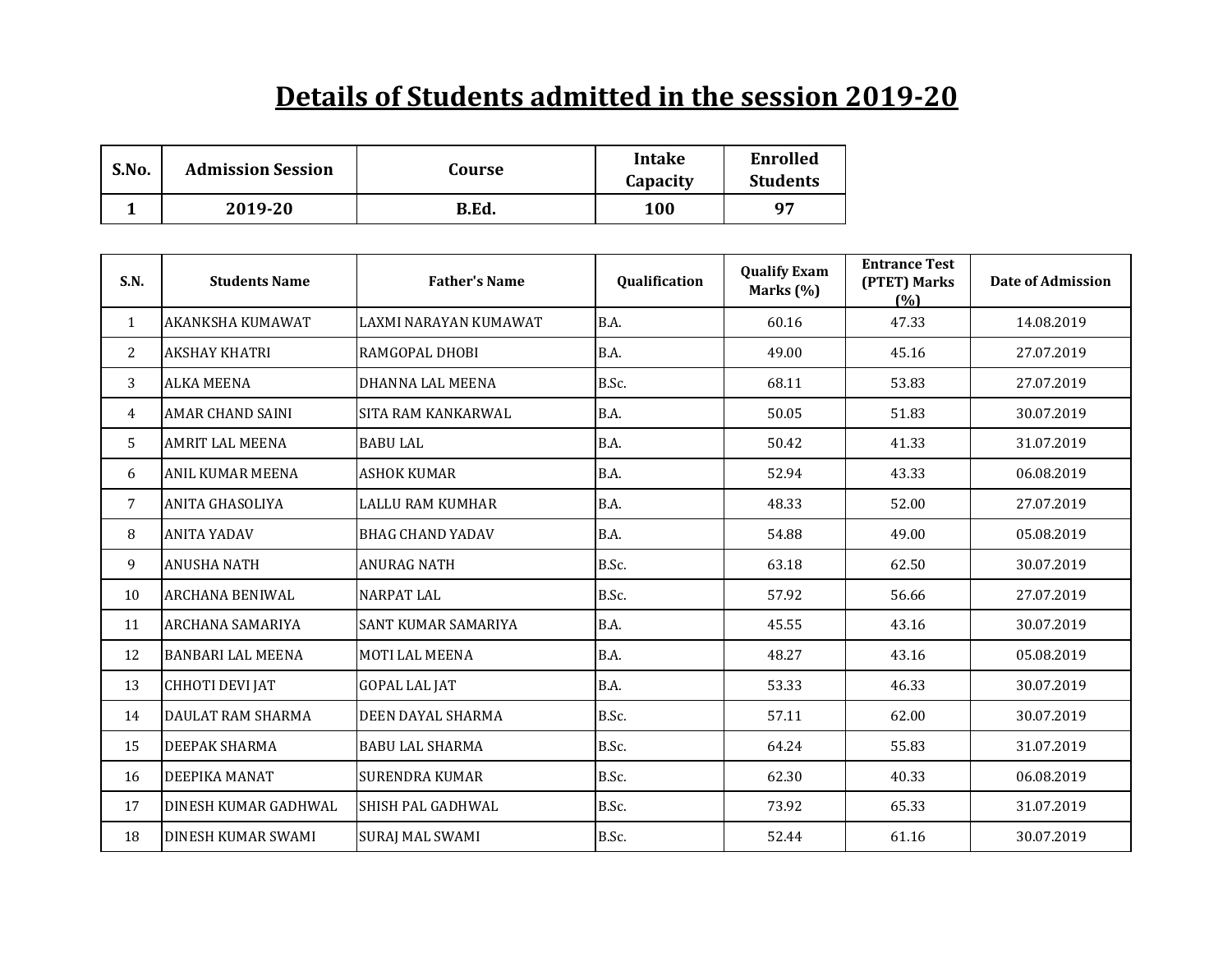# Details of Students admitted in the session 2019-20

| S.No. | Admission Session | Course | Intake Capacity | Enrolled Students |
|---|---|---|---|---|
| 1 | 2019-20 | B.Ed. | 100 | 97 |

| S.N. | Students Name | Father's Name | Qualification | Qualify Exam Marks (%) | Entrance Test (PTET) Marks (%) | Date of Admission |
|---|---|---|---|---|---|---|
| 1 | AKANKSHA KUMAWAT | LAXMI NARAYAN KUMAWAT | B.A. | 60.16 | 47.33 | 14.08.2019 |
| 2 | AKSHAY KHATRI | RAMGOPAL DHOBI | B.A. | 49.00 | 45.16 | 27.07.2019 |
| 3 | ALKA MEENA | DHANNA LAL MEENA | B.Sc. | 68.11 | 53.83 | 27.07.2019 |
| 4 | AMAR CHAND SAINI | SITA RAM KANKARWAL | B.A. | 50.05 | 51.83 | 30.07.2019 |
| 5 | AMRIT LAL MEENA | BABU LAL | B.A. | 50.42 | 41.33 | 31.07.2019 |
| 6 | ANIL KUMAR MEENA | ASHOK KUMAR | B.A. | 52.94 | 43.33 | 06.08.2019 |
| 7 | ANITA GHASOLIYA | LALLU RAM KUMHAR | B.A. | 48.33 | 52.00 | 27.07.2019 |
| 8 | ANITA YADAV | BHAG CHAND YADAV | B.A. | 54.88 | 49.00 | 05.08.2019 |
| 9 | ANUSHA NATH | ANURAG NATH | B.Sc. | 63.18 | 62.50 | 30.07.2019 |
| 10 | ARCHANA BENIWAL | NARPAT LAL | B.Sc. | 57.92 | 56.66 | 27.07.2019 |
| 11 | ARCHANA SAMARIYA | SANT KUMAR SAMARIYA | B.A. | 45.55 | 43.16 | 30.07.2019 |
| 12 | BANBARI LAL MEENA | MOTI LAL MEENA | B.A. | 48.27 | 43.16 | 05.08.2019 |
| 13 | CHHOTI DEVI JAT | GOPAL LAL JAT | B.A. | 53.33 | 46.33 | 30.07.2019 |
| 14 | DAULAT RAM SHARMA | DEEN DAYAL SHARMA | B.Sc. | 57.11 | 62.00 | 30.07.2019 |
| 15 | DEEPAK SHARMA | BABU LAL SHARMA | B.Sc. | 64.24 | 55.83 | 31.07.2019 |
| 16 | DEEPIKA MANAT | SURENDRA KUMAR | B.Sc. | 62.30 | 40.33 | 06.08.2019 |
| 17 | DINESH KUMAR GADHWAL | SHISH PAL GADHWAL | B.Sc. | 73.92 | 65.33 | 31.07.2019 |
| 18 | DINESH KUMAR SWAMI | SURAJ MAL SWAMI | B.Sc. | 52.44 | 61.16 | 30.07.2019 |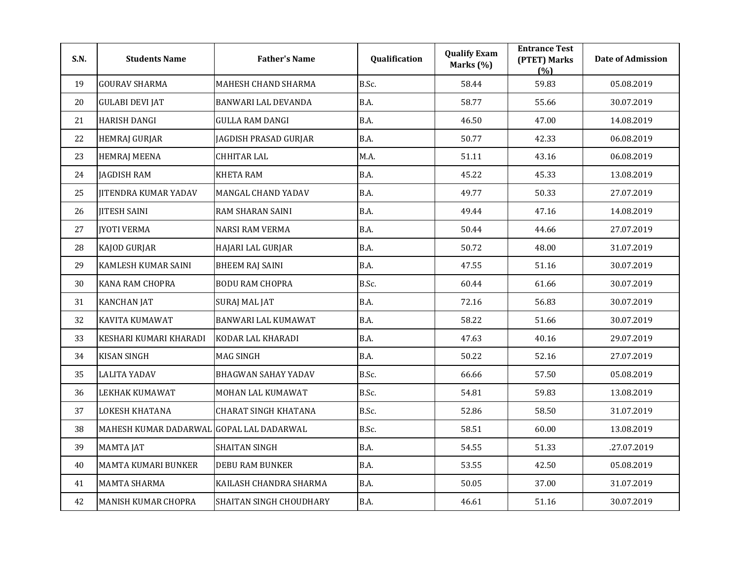| S.N. | Students Name | Father's Name | Qualification | Qualify Exam Marks (%) | Entrance Test (PTET) Marks (%) | Date of Admission |
|---|---|---|---|---|---|---|
| 19 | GOURAV SHARMA | MAHESH CHAND SHARMA | B.Sc. | 58.44 | 59.83 | 05.08.2019 |
| 20 | GULABI DEVI JAT | BANWARI LAL DEVANDA | B.A. | 58.77 | 55.66 | 30.07.2019 |
| 21 | HARISH DANGI | GULLA RAM DANGI | B.A. | 46.50 | 47.00 | 14.08.2019 |
| 22 | HEMRAJ GURJAR | JAGDISH PRASAD GURJAR | B.A. | 50.77 | 42.33 | 06.08.2019 |
| 23 | HEMRAJ MEENA | CHHITAR LAL | M.A. | 51.11 | 43.16 | 06.08.2019 |
| 24 | JAGDISH RAM | KHETA RAM | B.A. | 45.22 | 45.33 | 13.08.2019 |
| 25 | JITENDRA KUMAR YADAV | MANGAL CHAND YADAV | B.A. | 49.77 | 50.33 | 27.07.2019 |
| 26 | JITESH SAINI | RAM SHARAN SAINI | B.A. | 49.44 | 47.16 | 14.08.2019 |
| 27 | JYOTI VERMA | NARSI RAM VERMA | B.A. | 50.44 | 44.66 | 27.07.2019 |
| 28 | KAJOD GURJAR | HAJARI LAL GURJAR | B.A. | 50.72 | 48.00 | 31.07.2019 |
| 29 | KAMLESH KUMAR SAINI | BHEEM RAJ SAINI | B.A. | 47.55 | 51.16 | 30.07.2019 |
| 30 | KANA RAM CHOPRA | BODU RAM CHOPRA | B.Sc. | 60.44 | 61.66 | 30.07.2019 |
| 31 | KANCHAN JAT | SURAJ MAL JAT | B.A. | 72.16 | 56.83 | 30.07.2019 |
| 32 | KAVITA KUMAWAT | BANWARI LAL KUMAWAT | B.A. | 58.22 | 51.66 | 30.07.2019 |
| 33 | KESHARI KUMARI KHARADI | KODAR LAL KHARADI | B.A. | 47.63 | 40.16 | 29.07.2019 |
| 34 | KISAN SINGH | MAG SINGH | B.A. | 50.22 | 52.16 | 27.07.2019 |
| 35 | LALITA YADAV | BHAGWAN SAHAY YADAV | B.Sc. | 66.66 | 57.50 | 05.08.2019 |
| 36 | LEKHAK KUMAWAT | MOHAN LAL KUMAWAT | B.Sc. | 54.81 | 59.83 | 13.08.2019 |
| 37 | LOKESH KHATANA | CHARAT SINGH KHATANA | B.Sc. | 52.86 | 58.50 | 31.07.2019 |
| 38 | MAHESH KUMAR DADARWAL | GOPAL LAL DADARWAL | B.Sc. | 58.51 | 60.00 | 13.08.2019 |
| 39 | MAMTA JAT | SHAITAN SINGH | B.A. | 54.55 | 51.33 | .27.07.2019 |
| 40 | MAMTA KUMARI BUNKER | DEBU RAM BUNKER | B.A. | 53.55 | 42.50 | 05.08.2019 |
| 41 | MAMTA SHARMA | KAILASH CHANDRA SHARMA | B.A. | 50.05 | 37.00 | 31.07.2019 |
| 42 | MANISH KUMAR CHOPRA | SHAITAN SINGH CHOUDHARY | B.A. | 46.61 | 51.16 | 30.07.2019 |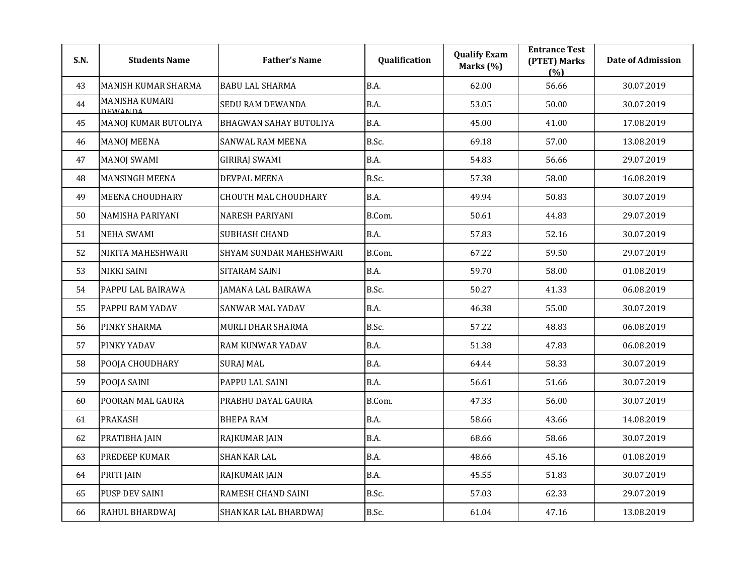| S.N. | Students Name | Father's Name | Qualification | Qualify Exam Marks (%) | Entrance Test (PTET) Marks (%) | Date of Admission |
|---|---|---|---|---|---|---|
| 43 | MANISH KUMAR SHARMA | BABU LAL SHARMA | B.A. | 62.00 | 56.66 | 30.07.2019 |
| 44 | MANISHA KUMARI DEWANDA | SEDU RAM DEWANDA | B.A. | 53.05 | 50.00 | 30.07.2019 |
| 45 | MANOJ KUMAR BUTOLIYA | BHAGWAN SAHAY BUTOLIYA | B.A. | 45.00 | 41.00 | 17.08.2019 |
| 46 | MANOJ MEENA | SANWAL RAM MEENA | B.Sc. | 69.18 | 57.00 | 13.08.2019 |
| 47 | MANOJ SWAMI | GIRIRAJ SWAMI | B.A. | 54.83 | 56.66 | 29.07.2019 |
| 48 | MANSINGH MEENA | DEVPAL MEENA | B.Sc. | 57.38 | 58.00 | 16.08.2019 |
| 49 | MEENA CHOUDHARY | CHOUTH MAL CHOUDHARY | B.A. | 49.94 | 50.83 | 30.07.2019 |
| 50 | NAMISHA PARIYANI | NARESH PARIYANI | B.Com. | 50.61 | 44.83 | 29.07.2019 |
| 51 | NEHA SWAMI | SUBHASH CHAND | B.A. | 57.83 | 52.16 | 30.07.2019 |
| 52 | NIKITA MAHESHWARI | SHYAM SUNDAR MAHESHWARI | B.Com. | 67.22 | 59.50 | 29.07.2019 |
| 53 | NIKKI SAINI | SITARAM SAINI | B.A. | 59.70 | 58.00 | 01.08.2019 |
| 54 | PAPPU LAL BAIRAWA | JAMANA LAL BAIRAWA | B.Sc. | 50.27 | 41.33 | 06.08.2019 |
| 55 | PAPPU RAM YADAV | SANWAR MAL YADAV | B.A. | 46.38 | 55.00 | 30.07.2019 |
| 56 | PINKY SHARMA | MURLI DHAR SHARMA | B.Sc. | 57.22 | 48.83 | 06.08.2019 |
| 57 | PINKY YADAV | RAM KUNWAR YADAV | B.A. | 51.38 | 47.83 | 06.08.2019 |
| 58 | POOJA CHOUDHARY | SURAJ MAL | B.A. | 64.44 | 58.33 | 30.07.2019 |
| 59 | POOJA SAINI | PAPPU LAL SAINI | B.A. | 56.61 | 51.66 | 30.07.2019 |
| 60 | POORAN MAL GAURA | PRABHU DAYAL GAURA | B.Com. | 47.33 | 56.00 | 30.07.2019 |
| 61 | PRAKASH | BHEPA RAM | B.A. | 58.66 | 43.66 | 14.08.2019 |
| 62 | PRATIBHA JAIN | RAJKUMAR JAIN | B.A. | 68.66 | 58.66 | 30.07.2019 |
| 63 | PREDEEP KUMAR | SHANKAR LAL | B.A. | 48.66 | 45.16 | 01.08.2019 |
| 64 | PRITI JAIN | RAJKUMAR JAIN | B.A. | 45.55 | 51.83 | 30.07.2019 |
| 65 | PUSP DEV SAINI | RAMESH CHAND SAINI | B.Sc. | 57.03 | 62.33 | 29.07.2019 |
| 66 | RAHUL BHARDWAJ | SHANKAR LAL BHARDWAJ | B.Sc. | 61.04 | 47.16 | 13.08.2019 |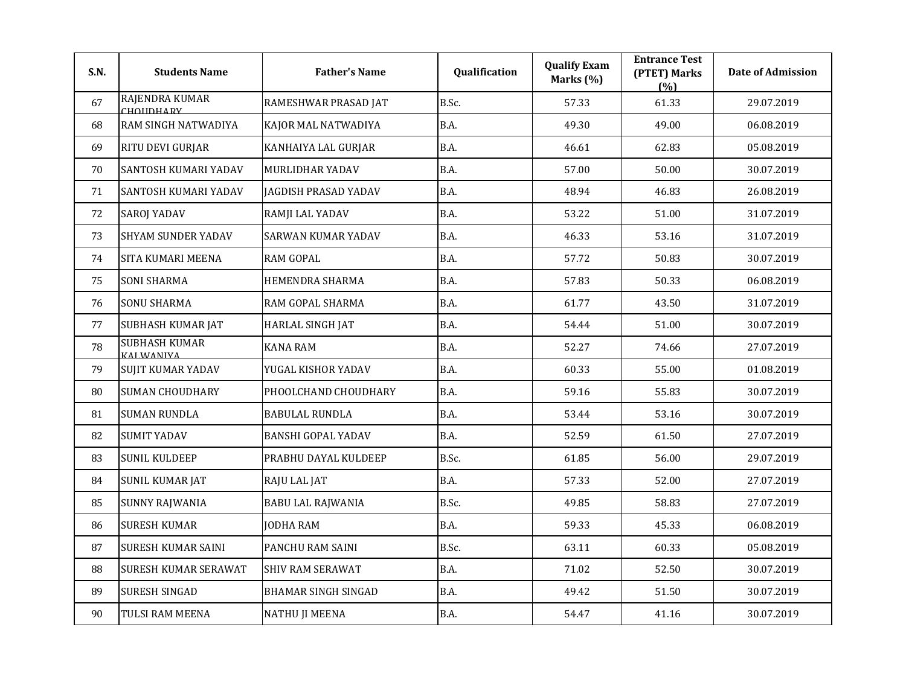| S.N. | Students Name | Father's Name | Qualification | Qualify Exam Marks (%) | Entrance Test (PTET) Marks (%) | Date of Admission |
|---|---|---|---|---|---|---|
| 67 | RAJENDRA KUMAR CHOUDHARY | RAMESHWAR PRASAD JAT | B.Sc. | 57.33 | 61.33 | 29.07.2019 |
| 68 | RAM SINGH NATWADIYA | KAJOR MAL NATWADIYA | B.A. | 49.30 | 49.00 | 06.08.2019 |
| 69 | RITU DEVI GURJAR | KANHAIYA LAL GURJAR | B.A. | 46.61 | 62.83 | 05.08.2019 |
| 70 | SANTOSH KUMARI YADAV | MURLIDHAR YADAV | B.A. | 57.00 | 50.00 | 30.07.2019 |
| 71 | SANTOSH KUMARI YADAV | JAGDISH PRASAD YADAV | B.A. | 48.94 | 46.83 | 26.08.2019 |
| 72 | SAROJ YADAV | RAMJI LAL YADAV | B.A. | 53.22 | 51.00 | 31.07.2019 |
| 73 | SHYAM SUNDER YADAV | SARWAN KUMAR YADAV | B.A. | 46.33 | 53.16 | 31.07.2019 |
| 74 | SITA KUMARI MEENA | RAM GOPAL | B.A. | 57.72 | 50.83 | 30.07.2019 |
| 75 | SONI SHARMA | HEMENDRA SHARMA | B.A. | 57.83 | 50.33 | 06.08.2019 |
| 76 | SONU SHARMA | RAM GOPAL SHARMA | B.A. | 61.77 | 43.50 | 31.07.2019 |
| 77 | SUBHASH KUMAR JAT | HARLAL SINGH JAT | B.A. | 54.44 | 51.00 | 30.07.2019 |
| 78 | SUBHASH KUMAR KALWANIYA | KANA RAM | B.A. | 52.27 | 74.66 | 27.07.2019 |
| 79 | SUJIT KUMAR YADAV | YUGAL KISHOR YADAV | B.A. | 60.33 | 55.00 | 01.08.2019 |
| 80 | SUMAN CHOUDHARY | PHOOLCHAND CHOUDHARY | B.A. | 59.16 | 55.83 | 30.07.2019 |
| 81 | SUMAN RUNDLA | BABULAL RUNDLA | B.A. | 53.44 | 53.16 | 30.07.2019 |
| 82 | SUMIT YADAV | BANSHI GOPAL YADAV | B.A. | 52.59 | 61.50 | 27.07.2019 |
| 83 | SUNIL KULDEEP | PRABHU DAYAL KULDEEP | B.Sc. | 61.85 | 56.00 | 29.07.2019 |
| 84 | SUNIL KUMAR JAT | RAJU LAL JAT | B.A. | 57.33 | 52.00 | 27.07.2019 |
| 85 | SUNNY RAJWANIA | BABU LAL RAJWANIA | B.Sc. | 49.85 | 58.83 | 27.07.2019 |
| 86 | SURESH KUMAR | JODHA RAM | B.A. | 59.33 | 45.33 | 06.08.2019 |
| 87 | SURESH KUMAR SAINI | PANCHU RAM SAINI | B.Sc. | 63.11 | 60.33 | 05.08.2019 |
| 88 | SURESH KUMAR SERAWAT | SHIV RAM SERAWAT | B.A. | 71.02 | 52.50 | 30.07.2019 |
| 89 | SURESH SINGAD | BHAMAR SINGH SINGAD | B.A. | 49.42 | 51.50 | 30.07.2019 |
| 90 | TULSI RAM MEENA | NATHU JI MEENA | B.A. | 54.47 | 41.16 | 30.07.2019 |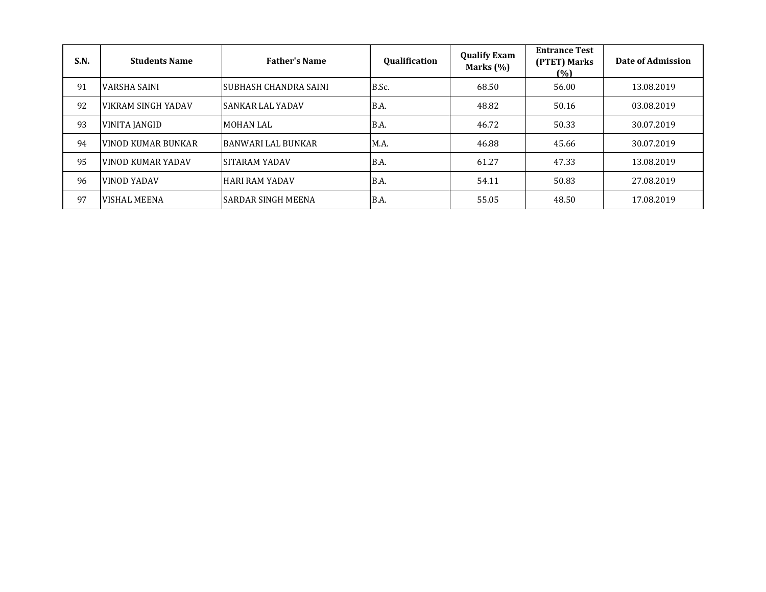| S.N. | Students Name | Father's Name | Qualification | Qualify Exam Marks (%) | Entrance Test (PTET) Marks (%) | Date of Admission |
|---|---|---|---|---|---|---|
| 91 | VARSHA SAINI | SUBHASH CHANDRA SAINI | B.Sc. | 68.50 | 56.00 | 13.08.2019 |
| 92 | VIKRAM SINGH YADAV | SANKAR LAL YADAV | B.A. | 48.82 | 50.16 | 03.08.2019 |
| 93 | VINITA JANGID | MOHAN LAL | B.A. | 46.72 | 50.33 | 30.07.2019 |
| 94 | VINOD KUMAR BUNKAR | BANWARI LAL BUNKAR | M.A. | 46.88 | 45.66 | 30.07.2019 |
| 95 | VINOD KUMAR YADAV | SITARAM YADAV | B.A. | 61.27 | 47.33 | 13.08.2019 |
| 96 | VINOD YADAV | HARI RAM YADAV | B.A. | 54.11 | 50.83 | 27.08.2019 |
| 97 | VISHAL MEENA | SARDAR SINGH MEENA | B.A. | 55.05 | 48.50 | 17.08.2019 |